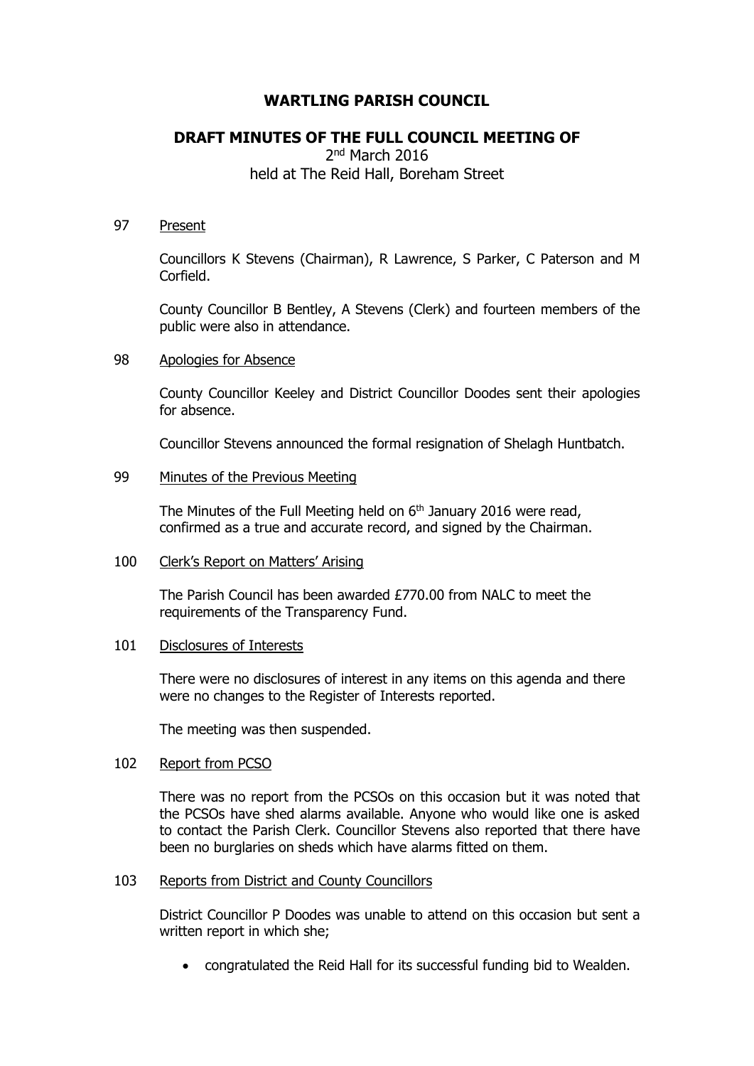# WARTLING PARISH COUNCIL

## DRAFT MINUTES OF THE FULL COUNCIL MEETING OF

2nd March 2016
held at The Reid Hall, Boreham Street

97 Present

Councillors K Stevens (Chairman), R Lawrence, S Parker, C Paterson and M Corfield.

County Councillor B Bentley, A Stevens (Clerk) and fourteen members of the public were also in attendance.

98 Apologies for Absence

County Councillor Keeley and District Councillor Doodes sent their apologies for absence.

Councillor Stevens announced the formal resignation of Shelagh Huntbatch.

99 Minutes of the Previous Meeting

The Minutes of the Full Meeting held on 6th January 2016 were read, confirmed as a true and accurate record, and signed by the Chairman.

100 Clerk's Report on Matters' Arising

The Parish Council has been awarded £770.00 from NALC to meet the requirements of the Transparency Fund.

101 Disclosures of Interests

There were no disclosures of interest in any items on this agenda and there were no changes to the Register of Interests reported.

The meeting was then suspended.

102 Report from PCSO

There was no report from the PCSOs on this occasion but it was noted that the PCSOs have shed alarms available. Anyone who would like one is asked to contact the Parish Clerk. Councillor Stevens also reported that there have been no burglaries on sheds which have alarms fitted on them.

103 Reports from District and County Councillors

District Councillor P Doodes was unable to attend on this occasion but sent a written report in which she;

- congratulated the Reid Hall for its successful funding bid to Wealden.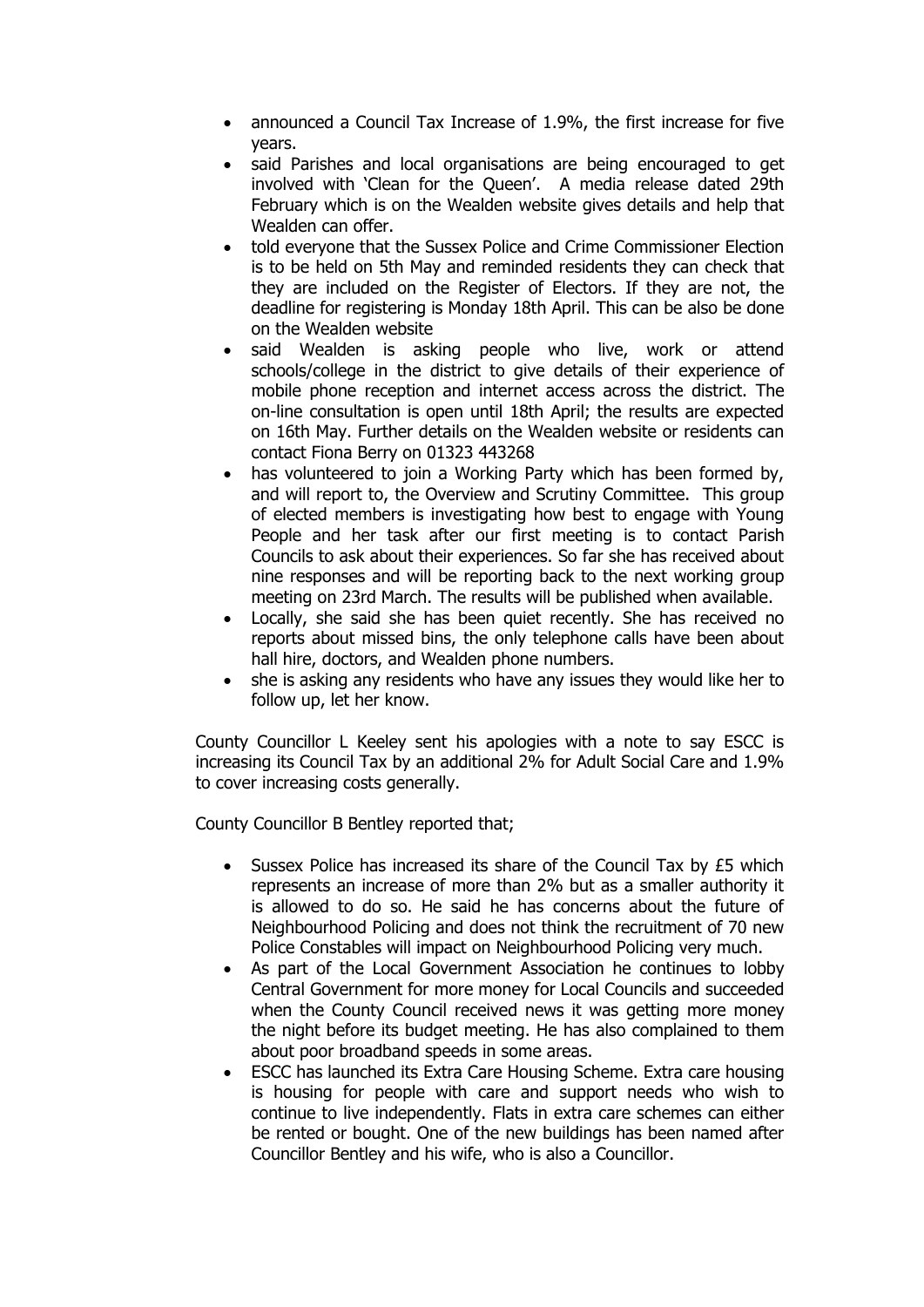- announced a Council Tax Increase of 1.9%, the first increase for five years.
- said Parishes and local organisations are being encouraged to get involved with 'Clean for the Queen'. A media release dated 29th February which is on the Wealden website gives details and help that Wealden can offer.
- told everyone that the Sussex Police and Crime Commissioner Election is to be held on 5th May and reminded residents they can check that they are included on the Register of Electors. If they are not, the deadline for registering is Monday 18th April. This can be also be done on the Wealden website
- said Wealden is asking people who live, work or attend schools/college in the district to give details of their experience of mobile phone reception and internet access across the district. The on-line consultation is open until 18th April; the results are expected on 16th May. Further details on the Wealden website or residents can contact Fiona Berry on 01323 443268
- has volunteered to join a Working Party which has been formed by, and will report to, the Overview and Scrutiny Committee. This group of elected members is investigating how best to engage with Young People and her task after our first meeting is to contact Parish Councils to ask about their experiences. So far she has received about nine responses and will be reporting back to the next working group meeting on 23rd March. The results will be published when available.
- Locally, she said she has been quiet recently. She has received no reports about missed bins, the only telephone calls have been about hall hire, doctors, and Wealden phone numbers.
- she is asking any residents who have any issues they would like her to follow up, let her know.

County Councillor L Keeley sent his apologies with a note to say ESCC is increasing its Council Tax by an additional 2% for Adult Social Care and 1.9% to cover increasing costs generally.

County Councillor B Bentley reported that;

- Sussex Police has increased its share of the Council Tax by £5 which represents an increase of more than 2% but as a smaller authority it is allowed to do so. He said he has concerns about the future of Neighbourhood Policing and does not think the recruitment of 70 new Police Constables will impact on Neighbourhood Policing very much.
- As part of the Local Government Association he continues to lobby Central Government for more money for Local Councils and succeeded when the County Council received news it was getting more money the night before its budget meeting. He has also complained to them about poor broadband speeds in some areas.
- ESCC has launched its Extra Care Housing Scheme. Extra care housing is housing for people with care and support needs who wish to continue to live independently. Flats in extra care schemes can either be rented or bought. One of the new buildings has been named after Councillor Bentley and his wife, who is also a Councillor.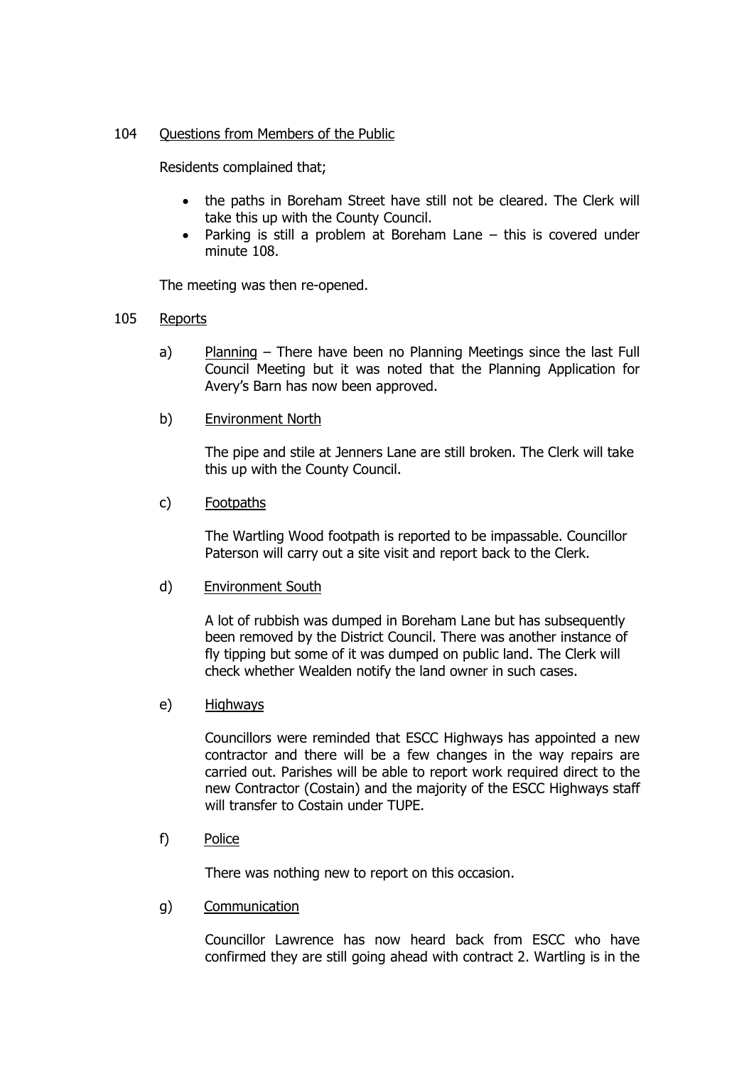## 104 Questions from Members of the Public

Residents complained that;

- the paths in Boreham Street have still not be cleared. The Clerk will take this up with the County Council.
- Parking is still a problem at Boreham Lane – this is covered under minute 108.

The meeting was then re-opened.

## 105 Reports

a) Planning – There have been no Planning Meetings since the last Full Council Meeting but it was noted that the Planning Application for Avery's Barn has now been approved.

b) Environment North

The pipe and stile at Jenners Lane are still broken. The Clerk will take this up with the County Council.

c) Footpaths

The Wartling Wood footpath is reported to be impassable. Councillor Paterson will carry out a site visit and report back to the Clerk.

d) Environment South

A lot of rubbish was dumped in Boreham Lane but has subsequently been removed by the District Council. There was another instance of fly tipping but some of it was dumped on public land. The Clerk will check whether Wealden notify the land owner in such cases.

e) Highways

Councillors were reminded that ESCC Highways has appointed a new contractor and there will be a few changes in the way repairs are carried out. Parishes will be able to report work required direct to the new Contractor (Costain) and the majority of the ESCC Highways staff will transfer to Costain under TUPE.

f) Police

There was nothing new to report on this occasion.

g) Communication

Councillor Lawrence has now heard back from ESCC who have confirmed they are still going ahead with contract 2. Wartling is in the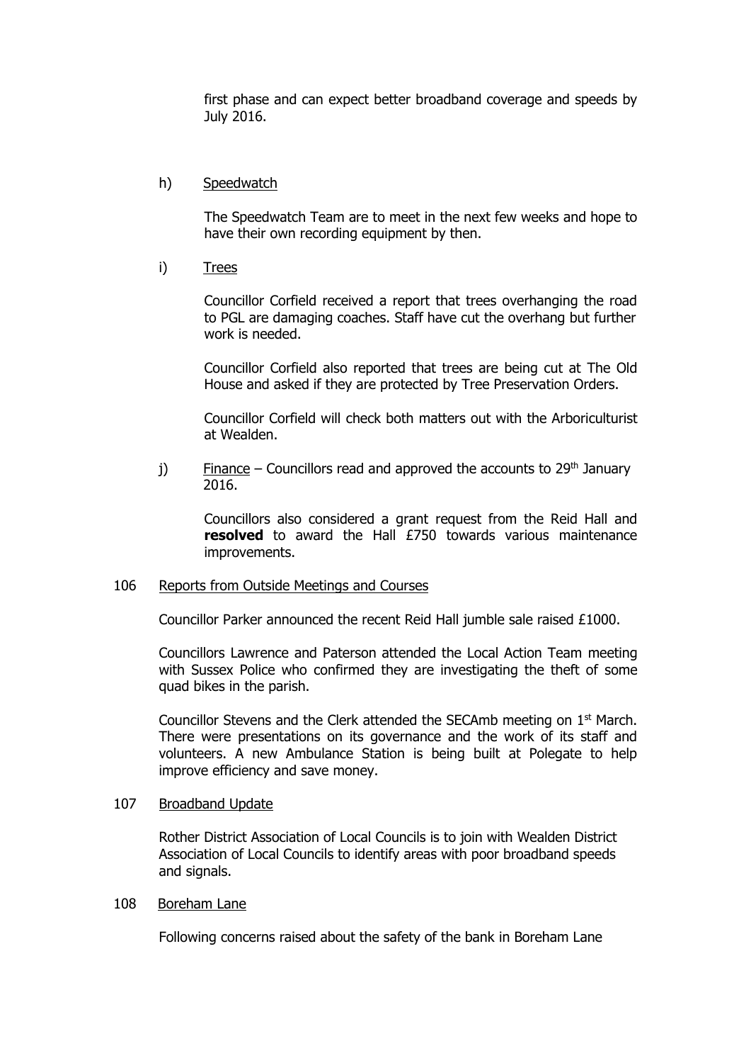first phase and can expect better broadband coverage and speeds by July 2016.

h) Speedwatch

The Speedwatch Team are to meet in the next few weeks and hope to have their own recording equipment by then.

i) Trees

Councillor Corfield received a report that trees overhanging the road to PGL are damaging coaches. Staff have cut the overhang but further work is needed.

Councillor Corfield also reported that trees are being cut at The Old House and asked if they are protected by Tree Preservation Orders.

Councillor Corfield will check both matters out with the Arboriculturist at Wealden.

j) Finance – Councillors read and approved the accounts to 29th January 2016.

Councillors also considered a grant request from the Reid Hall and **resolved** to award the Hall £750 towards various maintenance improvements.

106 Reports from Outside Meetings and Courses

Councillor Parker announced the recent Reid Hall jumble sale raised £1000.

Councillors Lawrence and Paterson attended the Local Action Team meeting with Sussex Police who confirmed they are investigating the theft of some quad bikes in the parish.

Councillor Stevens and the Clerk attended the SECAmb meeting on 1st March. There were presentations on its governance and the work of its staff and volunteers. A new Ambulance Station is being built at Polegate to help improve efficiency and save money.

107 Broadband Update

Rother District Association of Local Councils is to join with Wealden District Association of Local Councils to identify areas with poor broadband speeds and signals.

108 Boreham Lane

Following concerns raised about the safety of the bank in Boreham Lane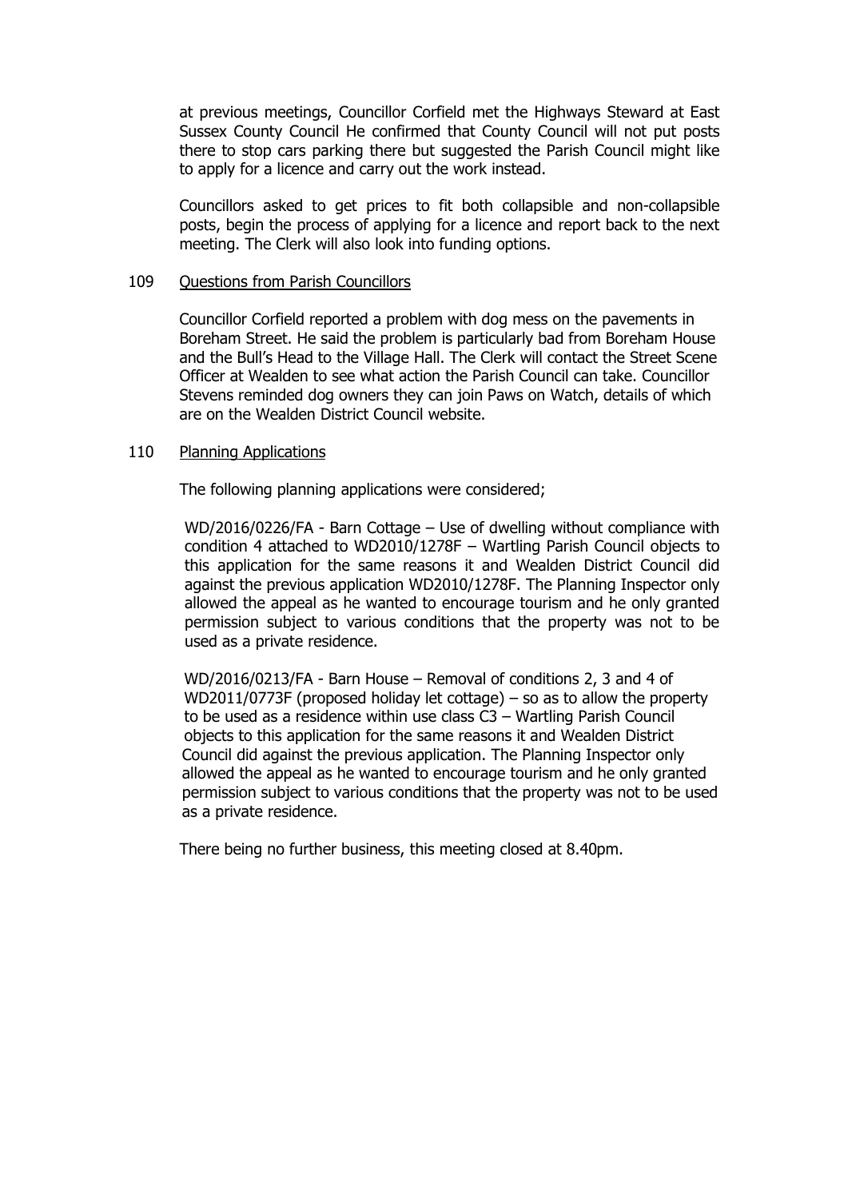at previous meetings, Councillor Corfield met the Highways Steward at East Sussex County Council He confirmed that County Council will not put posts there to stop cars parking there but suggested the Parish Council might like to apply for a licence and carry out the work instead.

Councillors asked to get prices to fit both collapsible and non-collapsible posts, begin the process of applying for a licence and report back to the next meeting. The Clerk will also look into funding options.

109 Questions from Parish Councillors

Councillor Corfield reported a problem with dog mess on the pavements in Boreham Street. He said the problem is particularly bad from Boreham House and the Bull's Head to the Village Hall. The Clerk will contact the Street Scene Officer at Wealden to see what action the Parish Council can take. Councillor Stevens reminded dog owners they can join Paws on Watch, details of which are on the Wealden District Council website.

110 Planning Applications

The following planning applications were considered;

WD/2016/0226/FA - Barn Cottage – Use of dwelling without compliance with condition 4 attached to WD2010/1278F – Wartling Parish Council objects to this application for the same reasons it and Wealden District Council did against the previous application WD2010/1278F. The Planning Inspector only allowed the appeal as he wanted to encourage tourism and he only granted permission subject to various conditions that the property was not to be used as a private residence.

WD/2016/0213/FA - Barn House – Removal of conditions 2, 3 and 4 of WD2011/0773F (proposed holiday let cottage) – so as to allow the property to be used as a residence within use class C3 – Wartling Parish Council objects to this application for the same reasons it and Wealden District Council did against the previous application. The Planning Inspector only allowed the appeal as he wanted to encourage tourism and he only granted permission subject to various conditions that the property was not to be used as a private residence.

There being no further business, this meeting closed at 8.40pm.